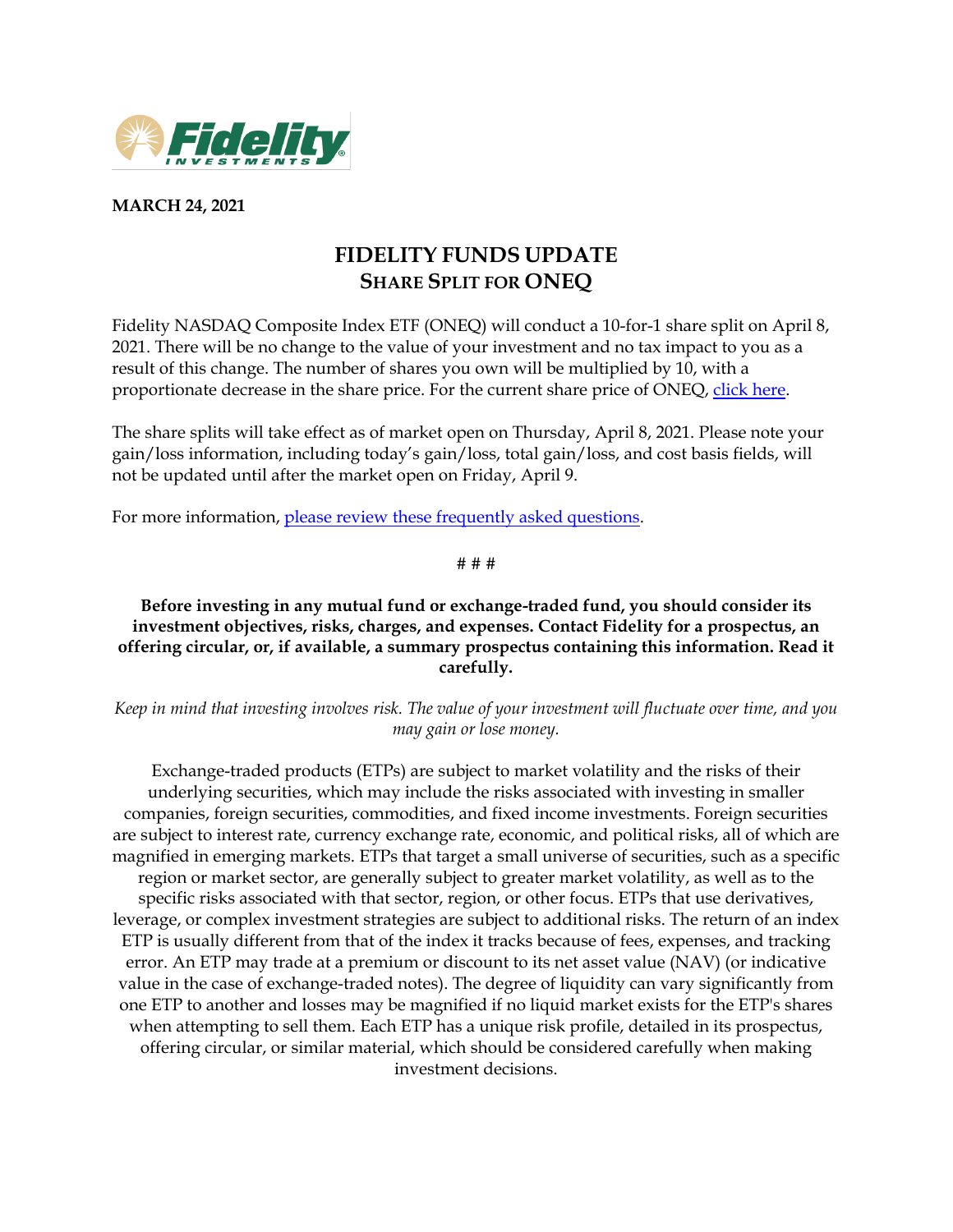**MARCH 24, 2021**

# FIDELITY FUNDS UPDATE
## SHARE SPLIT FOR ONEQ

Fidelity NASDAQ Composite Index ETF (ONEQ) will conduct a 10-for-1 share split on April 8, 2021. There will be no change to the value of your investment and no tax impact to you as a result of this change. The number of shares you own will be multiplied by 10, with a proportionate decrease in the share price. For the current share price of ONEQ, click here.

The share splits will take effect as of market open on Thursday, April 8, 2021. Please note your gain/loss information, including today's gain/loss, total gain/loss, and cost basis fields, will not be updated until after the market open on Friday, April 9.

For more information, please review these frequently asked questions.

# # #

**Before investing in any mutual fund or exchange-traded fund, you should consider its investment objectives, risks, charges, and expenses. Contact Fidelity for a prospectus, an offering circular, or, if available, a summary prospectus containing this information. Read it carefully.**

*Keep in mind that investing involves risk. The value of your investment will fluctuate over time, and you may gain or lose money.*

Exchange-traded products (ETPs) are subject to market volatility and the risks of their underlying securities, which may include the risks associated with investing in smaller companies, foreign securities, commodities, and fixed income investments. Foreign securities are subject to interest rate, currency exchange rate, economic, and political risks, all of which are magnified in emerging markets. ETPs that target a small universe of securities, such as a specific region or market sector, are generally subject to greater market volatility, as well as to the specific risks associated with that sector, region, or other focus. ETPs that use derivatives, leverage, or complex investment strategies are subject to additional risks. The return of an index ETP is usually different from that of the index it tracks because of fees, expenses, and tracking error. An ETP may trade at a premium or discount to its net asset value (NAV) (or indicative value in the case of exchange-traded notes). The degree of liquidity can vary significantly from one ETP to another and losses may be magnified if no liquid market exists for the ETP's shares when attempting to sell them. Each ETP has a unique risk profile, detailed in its prospectus, offering circular, or similar material, which should be considered carefully when making investment decisions.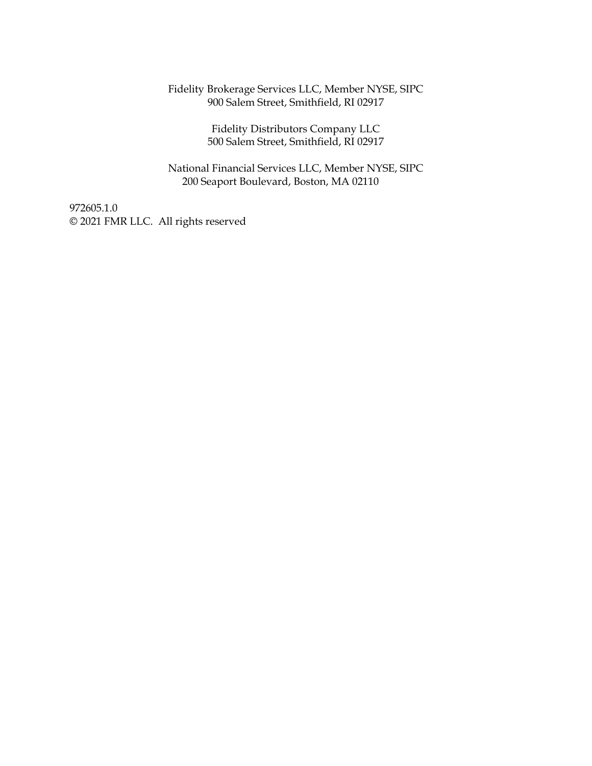Fidelity Brokerage Services LLC, Member NYSE, SIPC
900 Salem Street, Smithfield, RI 02917

Fidelity Distributors Company LLC
500 Salem Street, Smithfield, RI 02917

National Financial Services LLC, Member NYSE, SIPC
200 Seaport Boulevard, Boston, MA 02110

972605.1.0
© 2021 FMR LLC. All rights reserved